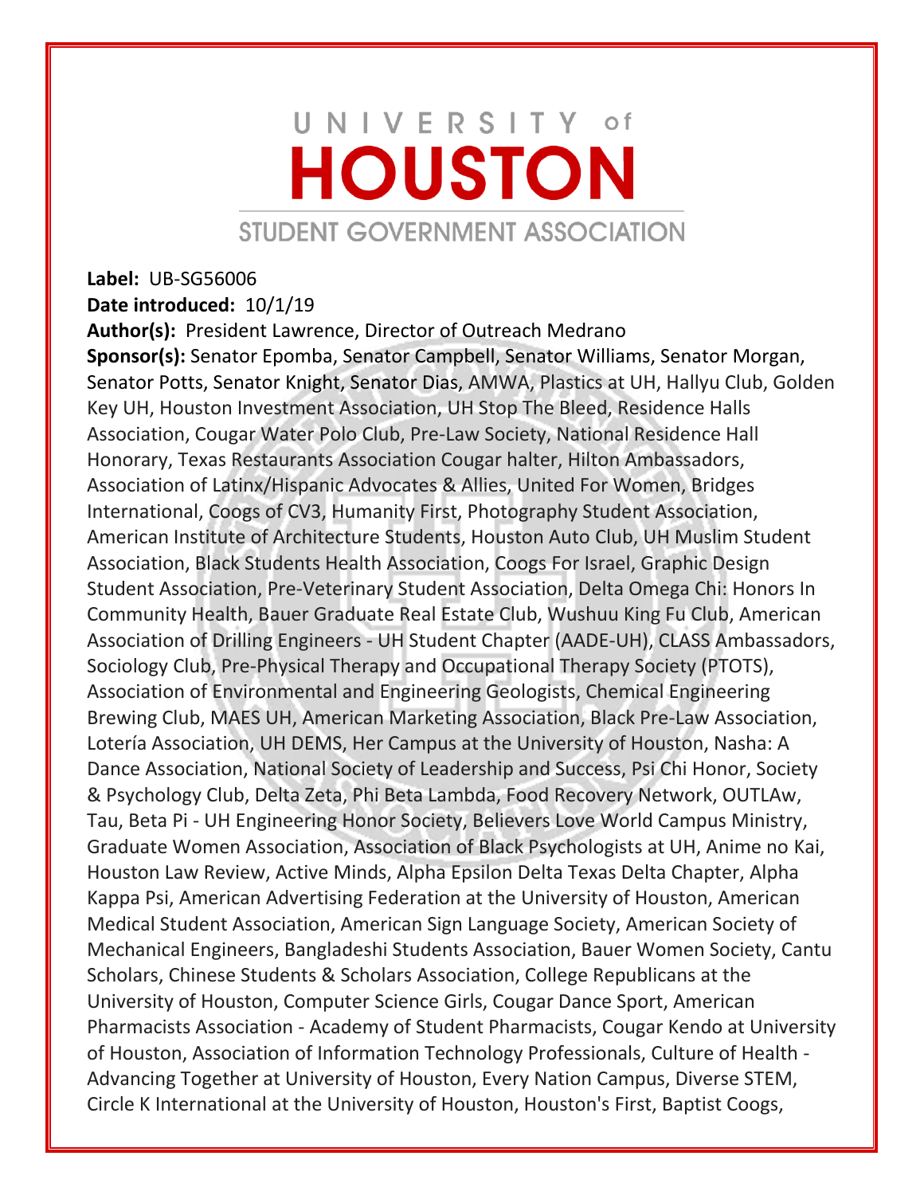# UNIVERSITY of HOUSTON

## STUDENT GOVERNMENT ASSOCIATION

**Label:** UB-SG56006

**Date introduced:** 10/1/19

**Author(s):** President Lawrence, Director of Outreach Medrano

**Sponsor(s):** Senator Epomba, Senator Campbell, Senator Williams, Senator Morgan, Senator Potts, Senator Knight, Senator Dias, AMWA, Plastics at UH, Hallyu Club, Golden Key UH, Houston Investment Association, UH Stop The Bleed, Residence Halls Association, Cougar Water Polo Club, Pre-Law Society, National Residence Hall Honorary, Texas Restaurants Association Cougar halter, Hilton Ambassadors, Association of Latinx/Hispanic Advocates & Allies, United For Women, Bridges International, Coogs of CV3, Humanity First, Photography Student Association, American Institute of Architecture Students, Houston Auto Club, UH Muslim Student Association, Black Students Health Association, Coogs For Israel, Graphic Design Student Association, Pre-Veterinary Student Association, Delta Omega Chi: Honors In Community Health, Bauer Graduate Real Estate Club, Wushuu King Fu Club, American Association of Drilling Engineers - UH Student Chapter (AADE-UH), CLASS Ambassadors, Sociology Club, Pre-Physical Therapy and Occupational Therapy Society (PTOTS), Association of Environmental and Engineering Geologists, Chemical Engineering Brewing Club, MAES UH, American Marketing Association, Black Pre-Law Association, Lotería Association, UH DEMS, Her Campus at the University of Houston, Nasha: A Dance Association, National Society of Leadership and Success, Psi Chi Honor, Society & Psychology Club, Delta Zeta, Phi Beta Lambda, Food Recovery Network, OUTLAw, Tau, Beta Pi - UH Engineering Honor Society, Believers Love World Campus Ministry, Graduate Women Association, Association of Black Psychologists at UH, Anime no Kai, Houston Law Review, Active Minds, Alpha Epsilon Delta Texas Delta Chapter, Alpha Kappa Psi, American Advertising Federation at the University of Houston, American Medical Student Association, American Sign Language Society, American Society of Mechanical Engineers, Bangladeshi Students Association, Bauer Women Society, Cantu Scholars, Chinese Students & Scholars Association, College Republicans at the University of Houston, Computer Science Girls, Cougar Dance Sport, American Pharmacists Association - Academy of Student Pharmacists, Cougar Kendo at University of Houston, Association of Information Technology Professionals, Culture of Health - Advancing Together at University of Houston, Every Nation Campus, Diverse STEM, Circle K International at the University of Houston, Houston's First, Baptist Coogs,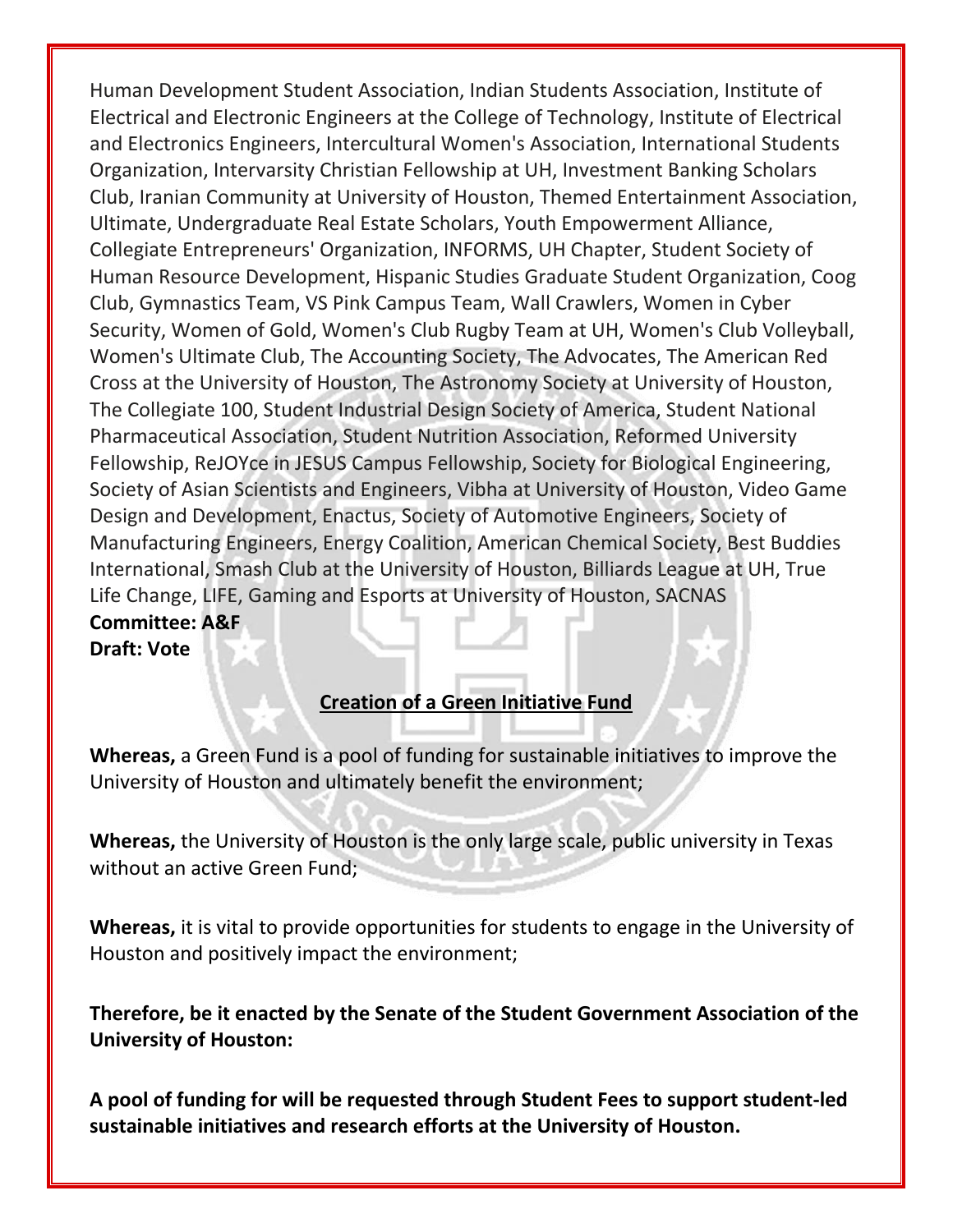Human Development Student Association, Indian Students Association, Institute of Electrical and Electronic Engineers at the College of Technology, Institute of Electrical and Electronics Engineers, Intercultural Women's Association, International Students Organization, Intervarsity Christian Fellowship at UH, Investment Banking Scholars Club, Iranian Community at University of Houston, Themed Entertainment Association, Ultimate, Undergraduate Real Estate Scholars, Youth Empowerment Alliance, Collegiate Entrepreneurs' Organization, INFORMS, UH Chapter, Student Society of Human Resource Development, Hispanic Studies Graduate Student Organization, Coog Club, Gymnastics Team, VS Pink Campus Team, Wall Crawlers, Women in Cyber Security, Women of Gold, Women's Club Rugby Team at UH, Women's Club Volleyball, Women's Ultimate Club, The Accounting Society, The Advocates, The American Red Cross at the University of Houston, The Astronomy Society at University of Houston, The Collegiate 100, Student Industrial Design Society of America, Student National Pharmaceutical Association, Student Nutrition Association, Reformed University Fellowship, ReJOYce in JESUS Campus Fellowship, Society for Biological Engineering, Society of Asian Scientists and Engineers, Vibha at University of Houston, Video Game Design and Development, Enactus, Society of Automotive Engineers, Society of Manufacturing Engineers, Energy Coalition, American Chemical Society, Best Buddies International, Smash Club at the University of Houston, Billiards League at UH, True Life Change, LIFE, Gaming and Esports at University of Houston, SACNAS

**Committee: A&F**

**Draft: Vote**

**<u>Creation of a Green Initiative Fund</u>**

**Whereas,** a Green Fund is a pool of funding for sustainable initiatives to improve the University of Houston and ultimately benefit the environment;

**Whereas,** the University of Houston is the only large scale, public university in Texas without an active Green Fund;

**Whereas,** it is vital to provide opportunities for students to engage in the University of Houston and positively impact the environment;

**Therefore, be it enacted by the Senate of the Student Government Association of the University of Houston:**

**A pool of funding for will be requested through Student Fees to support student-led sustainable initiatives and research efforts at the University of Houston.**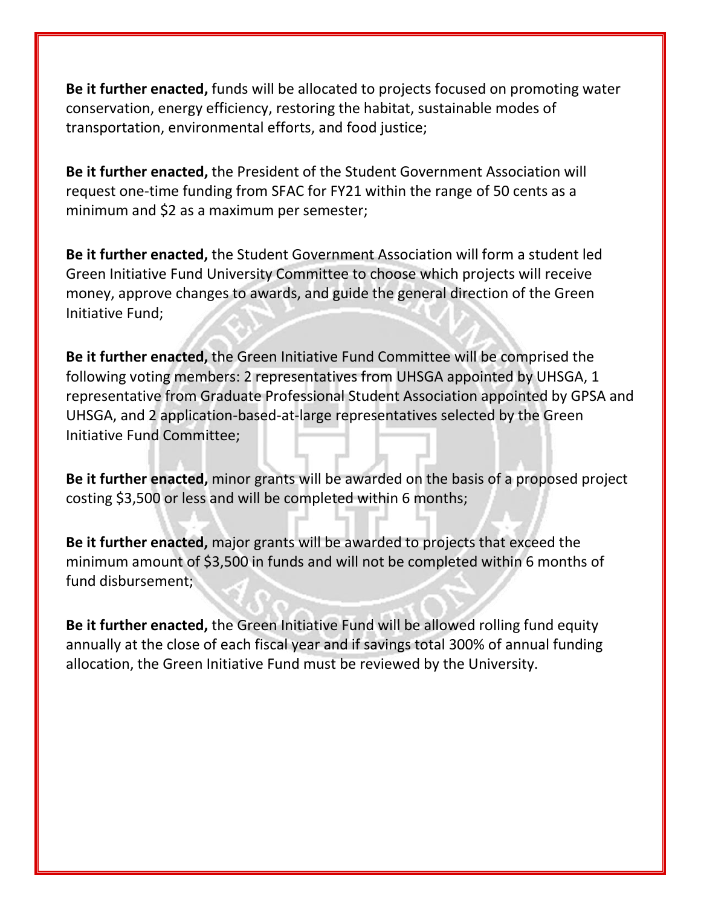**Be it further enacted,** funds will be allocated to projects focused on promoting water conservation, energy efficiency, restoring the habitat, sustainable modes of transportation, environmental efforts, and food justice;

**Be it further enacted,** the President of the Student Government Association will request one-time funding from SFAC for FY21 within the range of 50 cents as a minimum and $2 as a maximum per semester;

**Be it further enacted,** the Student Government Association will form a student led Green Initiative Fund University Committee to choose which projects will receive money, approve changes to awards, and guide the general direction of the Green Initiative Fund;

**Be it further enacted,** the Green Initiative Fund Committee will be comprised the following voting members: 2 representatives from UHSGA appointed by UHSGA, 1 representative from Graduate Professional Student Association appointed by GPSA and UHSGA, and 2 application-based-at-large representatives selected by the Green Initiative Fund Committee;

**Be it further enacted,** minor grants will be awarded on the basis of a proposed project costing $3,500 or less and will be completed within 6 months;

**Be it further enacted,** major grants will be awarded to projects that exceed the minimum amount of $3,500 in funds and will not be completed within 6 months of fund disbursement;

**Be it further enacted,** the Green Initiative Fund will be allowed rolling fund equity annually at the close of each fiscal year and if savings total 300% of annual funding allocation, the Green Initiative Fund must be reviewed by the University.